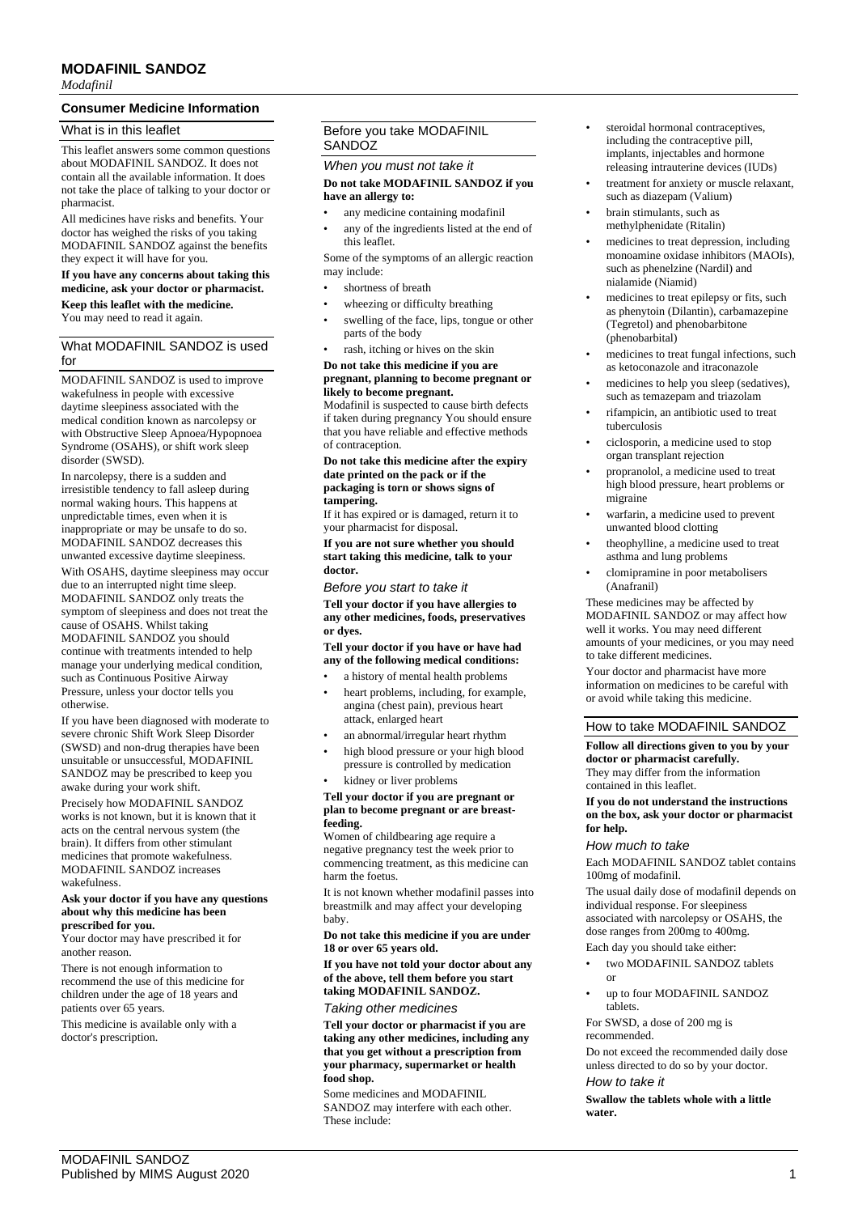# MODAFINIL SANDOZ

*Modafinil*

## Consumer Medicine Information

### What is in this leaflet

This leaflet answers some common questions about MODAFINIL SANDOZ. It does not contain all the available information. It does not take the place of talking to your doctor or pharmacist.

All medicines have risks and benefits. Your doctor has weighed the risks of you taking MODAFINIL SANDOZ against the benefits they expect it will have for you.

**If you have any concerns about taking this medicine, ask your doctor or pharmacist.**

**Keep this leaflet with the medicine.**
You may need to read it again.

### What MODAFINIL SANDOZ is used for

MODAFINIL SANDOZ is used to improve wakefulness in people with excessive daytime sleepiness associated with the medical condition known as narcolepsy or with Obstructive Sleep Apnoea/Hypopnoea Syndrome (OSAHS), or shift work sleep disorder (SWSD).

In narcolepsy, there is a sudden and irresistible tendency to fall asleep during normal waking hours. This happens at unpredictable times, even when it is inappropriate or may be unsafe to do so. MODAFINIL SANDOZ decreases this unwanted excessive daytime sleepiness.

With OSAHS, daytime sleepiness may occur due to an interrupted night time sleep. MODAFINIL SANDOZ only treats the symptom of sleepiness and does not treat the cause of OSAHS. Whilst taking MODAFINIL SANDOZ you should continue with treatments intended to help manage your underlying medical condition, such as Continuous Positive Airway Pressure, unless your doctor tells you otherwise.

If you have been diagnosed with moderate to severe chronic Shift Work Sleep Disorder (SWSD) and non-drug therapies have been unsuitable or unsuccessful, MODAFINIL SANDOZ may be prescribed to keep you awake during your work shift.

Precisely how MODAFINIL SANDOZ works is not known, but it is known that it acts on the central nervous system (the brain). It differs from other stimulant medicines that promote wakefulness. MODAFINIL SANDOZ increases wakefulness.

**Ask your doctor if you have any questions about why this medicine has been prescribed for you.**
Your doctor may have prescribed it for another reason.

There is not enough information to recommend the use of this medicine for children under the age of 18 years and patients over 65 years.

This medicine is available only with a doctor's prescription.

### Before you take MODAFINIL SANDOZ

#### *When you must not take it*

**Do not take MODAFINIL SANDOZ if you have an allergy to:**

- any medicine containing modafinil
- any of the ingredients listed at the end of this leaflet.

Some of the symptoms of an allergic reaction may include:

- shortness of breath
- wheezing or difficulty breathing
- swelling of the face, lips, tongue or other parts of the body
- rash, itching or hives on the skin

**Do not take this medicine if you are pregnant, planning to become pregnant or likely to become pregnant.**
Modafinil is suspected to cause birth defects if taken during pregnancy You should ensure that you have reliable and effective methods of contraception.

**Do not take this medicine after the expiry date printed on the pack or if the packaging is torn or shows signs of tampering.**
If it has expired or is damaged, return it to your pharmacist for disposal.

**If you are not sure whether you should start taking this medicine, talk to your doctor.**

#### *Before you start to take it*

**Tell your doctor if you have allergies to any other medicines, foods, preservatives or dyes.**

**Tell your doctor if you have or have had any of the following medical conditions:**

- a history of mental health problems
- heart problems, including, for example, angina (chest pain), previous heart attack, enlarged heart
- an abnormal/irregular heart rhythm
- high blood pressure or your high blood pressure is controlled by medication
- kidney or liver problems

**Tell your doctor if you are pregnant or plan to become pregnant or are breast-feeding.**
Women of childbearing age require a negative pregnancy test the week prior to commencing treatment, as this medicine can harm the foetus.

It is not known whether modafinil passes into breastmilk and may affect your developing baby.

**Do not take this medicine if you are under 18 or over 65 years old.**

**If you have not told your doctor about any of the above, tell them before you start taking MODAFINIL SANDOZ.**

#### *Taking other medicines*

**Tell your doctor or pharmacist if you are taking any other medicines, including any that you get without a prescription from your pharmacy, supermarket or health food shop.**

Some medicines and MODAFINIL SANDOZ may interfere with each other. These include:

- steroidal hormonal contraceptives, including the contraceptive pill, implants, injectables and hormone releasing intrauterine devices (IUDs)
- treatment for anxiety or muscle relaxant, such as diazepam (Valium)
- brain stimulants, such as methylphenidate (Ritalin)
- medicines to treat depression, including monoamine oxidase inhibitors (MAOIs), such as phenelzine (Nardil) and nialamide (Niamid)
- medicines to treat epilepsy or fits, such as phenytoin (Dilantin), carbamazepine (Tegretol) and phenobarbitone (phenobarbital)
- medicines to treat fungal infections, such as ketoconazole and itraconazole
- medicines to help you sleep (sedatives), such as temazepam and triazolam
- rifampicin, an antibiotic used to treat tuberculosis
- ciclosporin, a medicine used to stop organ transplant rejection
- propranolol, a medicine used to treat high blood pressure, heart problems or migraine
- warfarin, a medicine used to prevent unwanted blood clotting
- theophylline, a medicine used to treat asthma and lung problems
- clomipramine in poor metabolisers (Anafranil)

These medicines may be affected by MODAFINIL SANDOZ or may affect how well it works. You may need different amounts of your medicines, or you may need to take different medicines.

Your doctor and pharmacist have more information on medicines to be careful with or avoid while taking this medicine.

### How to take MODAFINIL SANDOZ

**Follow all directions given to you by your doctor or pharmacist carefully.**
They may differ from the information contained in this leaflet.

**If you do not understand the instructions on the box, ask your doctor or pharmacist for help.**

#### *How much to take*

Each MODAFINIL SANDOZ tablet contains 100mg of modafinil.

The usual daily dose of modafinil depends on individual response. For sleepiness associated with narcolepsy or OSAHS, the dose ranges from 200mg to 400mg.

Each day you should take either:

- two MODAFINIL SANDOZ tablets or
- up to four MODAFINIL SANDOZ tablets.

For SWSD, a dose of 200 mg is recommended.

Do not exceed the recommended daily dose unless directed to do so by your doctor.

#### *How to take it*

**Swallow the tablets whole with a little water.**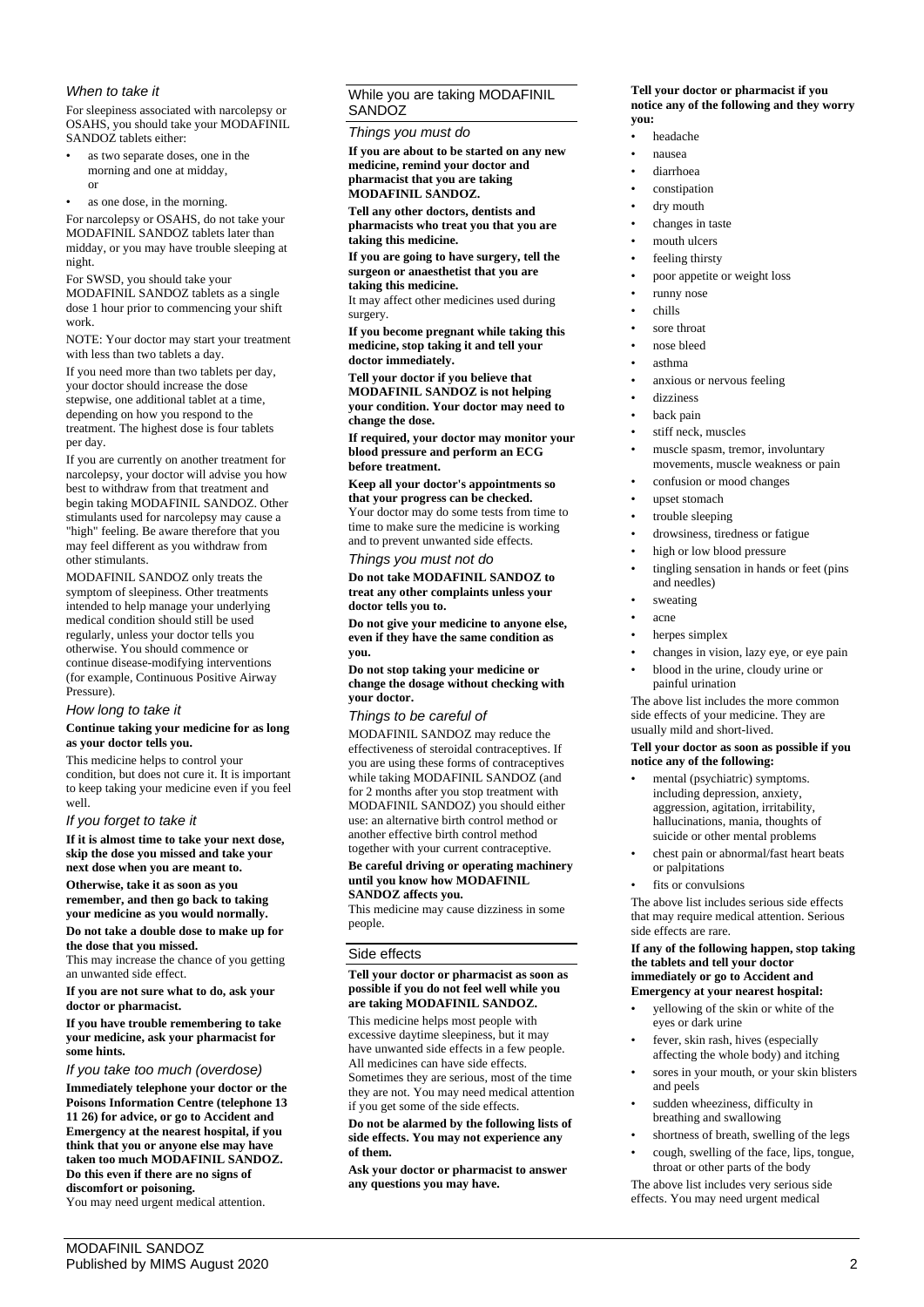### When to take it

For sleepiness associated with narcolepsy or OSAHS, you should take your MODAFINIL SANDOZ tablets either:

- as two separate doses, one in the morning and one at midday, or
- as one dose, in the morning.

For narcolepsy or OSAHS, do not take your MODAFINIL SANDOZ tablets later than midday, or you may have trouble sleeping at night.

For SWSD, you should take your MODAFINIL SANDOZ tablets as a single dose 1 hour prior to commencing your shift work.

NOTE: Your doctor may start your treatment with less than two tablets a day.

If you need more than two tablets per day, your doctor should increase the dose stepwise, one additional tablet at a time, depending on how you respond to the treatment. The highest dose is four tablets per day.

If you are currently on another treatment for narcolepsy, your doctor will advise you how best to withdraw from that treatment and begin taking MODAFINIL SANDOZ. Other stimulants used for narcolepsy may cause a "high" feeling. Be aware therefore that you may feel different as you withdraw from other stimulants.

MODAFINIL SANDOZ only treats the symptom of sleepiness. Other treatments intended to help manage your underlying medical condition should still be used regularly, unless your doctor tells you otherwise. You should commence or continue disease-modifying interventions (for example, Continuous Positive Airway Pressure).

### How long to take it

**Continue taking your medicine for as long as your doctor tells you.**

This medicine helps to control your condition, but does not cure it. It is important to keep taking your medicine even if you feel well.

### If you forget to take it

**If it is almost time to take your next dose, skip the dose you missed and take your next dose when you are meant to.**

**Otherwise, take it as soon as you remember, and then go back to taking your medicine as you would normally.**

**Do not take a double dose to make up for the dose that you missed.**

This may increase the chance of you getting an unwanted side effect.

**If you are not sure what to do, ask your doctor or pharmacist.**

**If you have trouble remembering to take your medicine, ask your pharmacist for some hints.**

### If you take too much (overdose)

**Immediately telephone your doctor or the Poisons Information Centre (telephone 13 11 26) for advice, or go to Accident and Emergency at the nearest hospital, if you think that you or anyone else may have taken too much MODAFINIL SANDOZ. Do this even if there are no signs of discomfort or poisoning.**

You may need urgent medical attention.

## While you are taking MODAFINIL SANDOZ

### Things you must do

**If you are about to be started on any new medicine, remind your doctor and pharmacist that you are taking MODAFINIL SANDOZ.**

**Tell any other doctors, dentists and pharmacists who treat you that you are taking this medicine.**

**If you are going to have surgery, tell the surgeon or anaesthetist that you are taking this medicine.**

It may affect other medicines used during surgery.

**If you become pregnant while taking this medicine, stop taking it and tell your doctor immediately.**

**Tell your doctor if you believe that MODAFINIL SANDOZ is not helping your condition. Your doctor may need to change the dose.**

**If required, your doctor may monitor your blood pressure and perform an ECG before treatment.**

**Keep all your doctor's appointments so that your progress can be checked.**

Your doctor may do some tests from time to time to make sure the medicine is working and to prevent unwanted side effects.

### Things you must not do

**Do not take MODAFINIL SANDOZ to treat any other complaints unless your doctor tells you to.**

**Do not give your medicine to anyone else, even if they have the same condition as you.**

**Do not stop taking your medicine or change the dosage without checking with your doctor.**

### Things to be careful of

MODAFINIL SANDOZ may reduce the effectiveness of steroidal contraceptives. If you are using these forms of contraceptives while taking MODAFINIL SANDOZ (and for 2 months after you stop treatment with MODAFINIL SANDOZ) you should either use: an alternative birth control method or another effective birth control method together with your current contraceptive.

**Be careful driving or operating machinery until you know how MODAFINIL SANDOZ affects you.**

This medicine may cause dizziness in some people.

## Side effects

**Tell your doctor or pharmacist as soon as possible if you do not feel well while you are taking MODAFINIL SANDOZ.**

This medicine helps most people with excessive daytime sleepiness, but it may have unwanted side effects in a few people. All medicines can have side effects. Sometimes they are serious, most of the time they are not. You may need medical attention if you get some of the side effects.

**Do not be alarmed by the following lists of side effects. You may not experience any of them.**

**Ask your doctor or pharmacist to answer any questions you may have.**

**Tell your doctor or pharmacist if you notice any of the following and they worry you:**

- headache
- nausea
- diarrhoea
- constipation
- dry mouth
- changes in taste
- mouth ulcers
- feeling thirsty
- poor appetite or weight loss
- runny nose
- chills
- sore throat
- nose bleed
- asthma
- anxious or nervous feeling
- dizziness
- back pain
- stiff neck, muscles
- muscle spasm, tremor, involuntary movements, muscle weakness or pain
- confusion or mood changes
- upset stomach
- trouble sleeping
- drowsiness, tiredness or fatigue
- high or low blood pressure
- tingling sensation in hands or feet (pins and needles)
- sweating
- acne
- herpes simplex
- changes in vision, lazy eye, or eye pain
- blood in the urine, cloudy urine or painful urination

The above list includes the more common side effects of your medicine. They are usually mild and short-lived.

**Tell your doctor as soon as possible if you notice any of the following:**

- mental (psychiatric) symptoms. including depression, anxiety, aggression, agitation, irritability, hallucinations, mania, thoughts of suicide or other mental problems
- chest pain or abnormal/fast heart beats or palpitations
- fits or convulsions

The above list includes serious side effects that may require medical attention. Serious side effects are rare.

**If any of the following happen, stop taking the tablets and tell your doctor immediately or go to Accident and Emergency at your nearest hospital:**

- yellowing of the skin or white of the eyes or dark urine
- fever, skin rash, hives (especially affecting the whole body) and itching
- sores in your mouth, or your skin blisters and peels
- sudden wheeziness, difficulty in breathing and swallowing
- shortness of breath, swelling of the legs
- cough, swelling of the face, lips, tongue, throat or other parts of the body

The above list includes very serious side effects. You may need urgent medical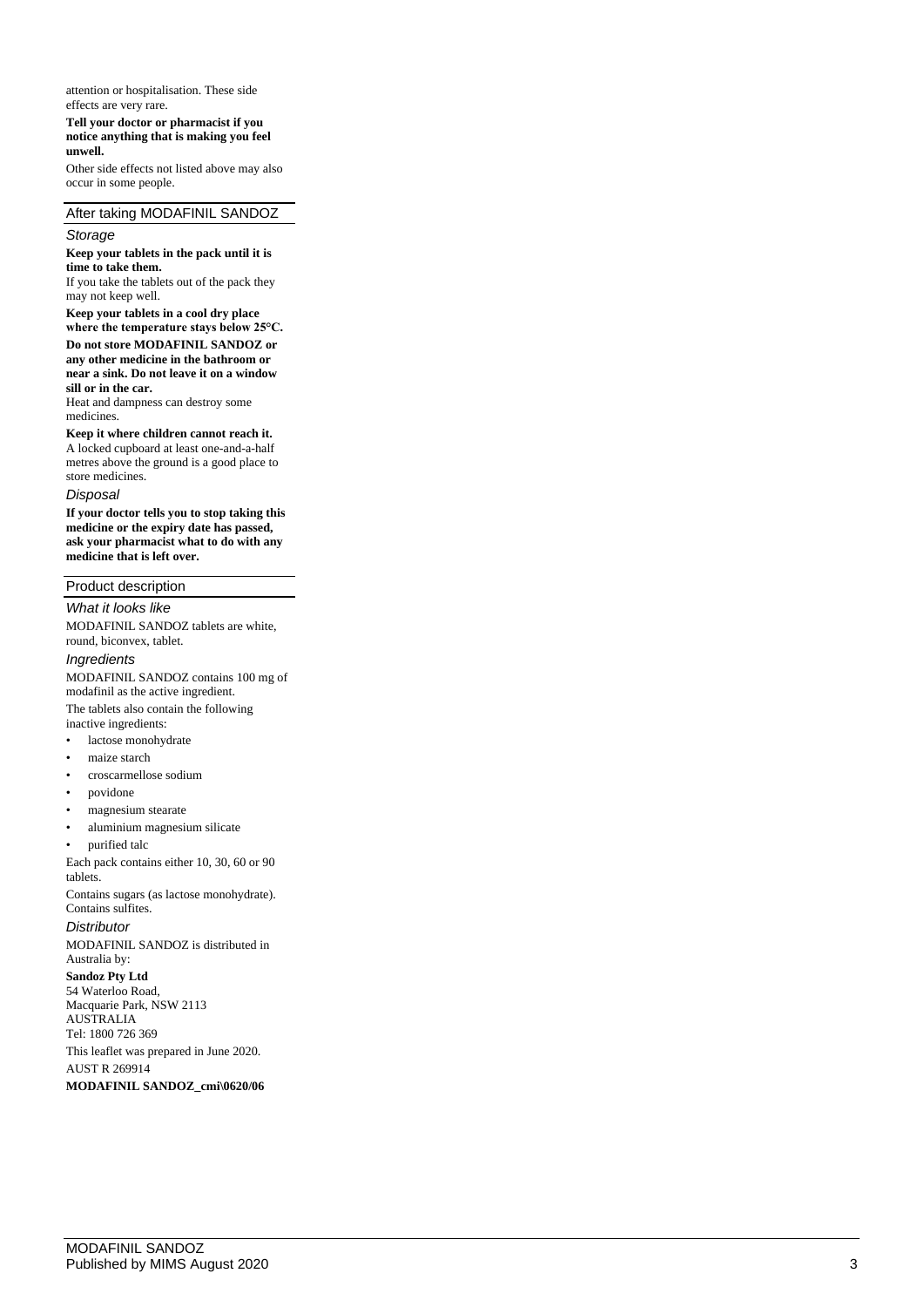attention or hospitalisation. These side effects are very rare.

**Tell your doctor or pharmacist if you notice anything that is making you feel unwell.**

Other side effects not listed above may also occur in some people.

## After taking MODAFINIL SANDOZ

### *Storage*

**Keep your tablets in the pack until it is time to take them.**

If you take the tablets out of the pack they may not keep well.

**Keep your tablets in a cool dry place where the temperature stays below 25°C.**

**Do not store MODAFINIL SANDOZ or any other medicine in the bathroom or near a sink. Do not leave it on a window sill or in the car.**

Heat and dampness can destroy some medicines.

**Keep it where children cannot reach it.**

A locked cupboard at least one-and-a-half metres above the ground is a good place to store medicines.

### *Disposal*

**If your doctor tells you to stop taking this medicine or the expiry date has passed, ask your pharmacist what to do with any medicine that is left over.**

## Product description

### *What it looks like*

MODAFINIL SANDOZ tablets are white, round, biconvex, tablet.

### *Ingredients*

MODAFINIL SANDOZ contains 100 mg of modafinil as the active ingredient.

The tablets also contain the following inactive ingredients:

- lactose monohydrate
- maize starch
- croscarmellose sodium
- povidone
- magnesium stearate
- aluminium magnesium silicate
- purified talc

Each pack contains either 10, 30, 60 or 90 tablets.

Contains sugars (as lactose monohydrate). Contains sulfites.

### *Distributor*

MODAFINIL SANDOZ is distributed in Australia by:

**Sandoz Pty Ltd**
54 Waterloo Road,
Macquarie Park, NSW 2113
AUSTRALIA
Tel: 1800 726 369

This leaflet was prepared in June 2020.

AUST R 269914

**MODAFINIL SANDOZ_cmi\0620/06**